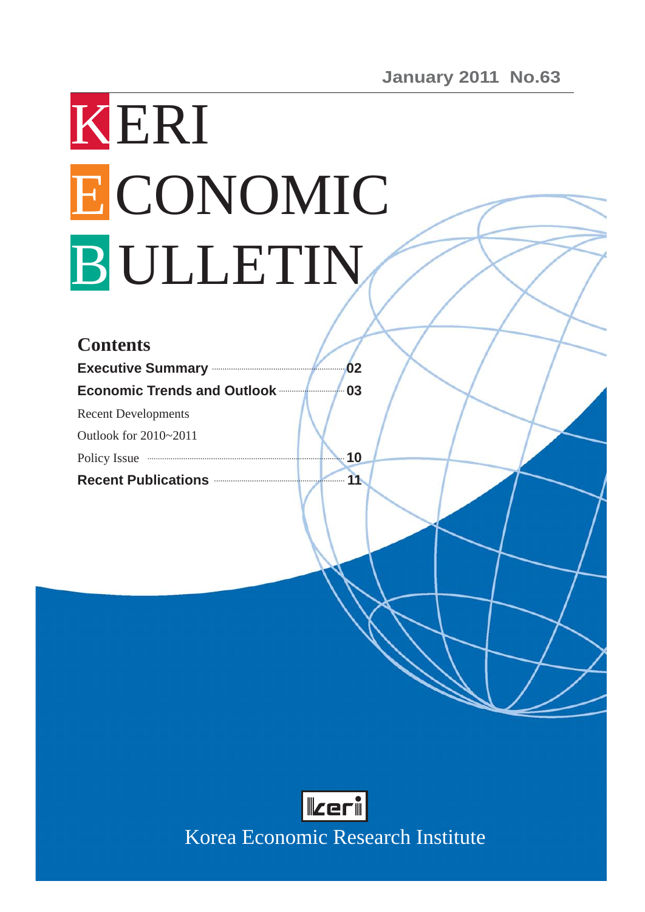January 2011 No.63

# KERI ECONOMIC BULLETIN

## Contents

**Executive Summary** ........ **02**

**Economic Trends and Outlook** ........ **03**

Recent Developments

Outlook for 2010~2011

Policy Issue ........ **10**

**Recent Publications** ........ **11**

Korea Economic Research Institute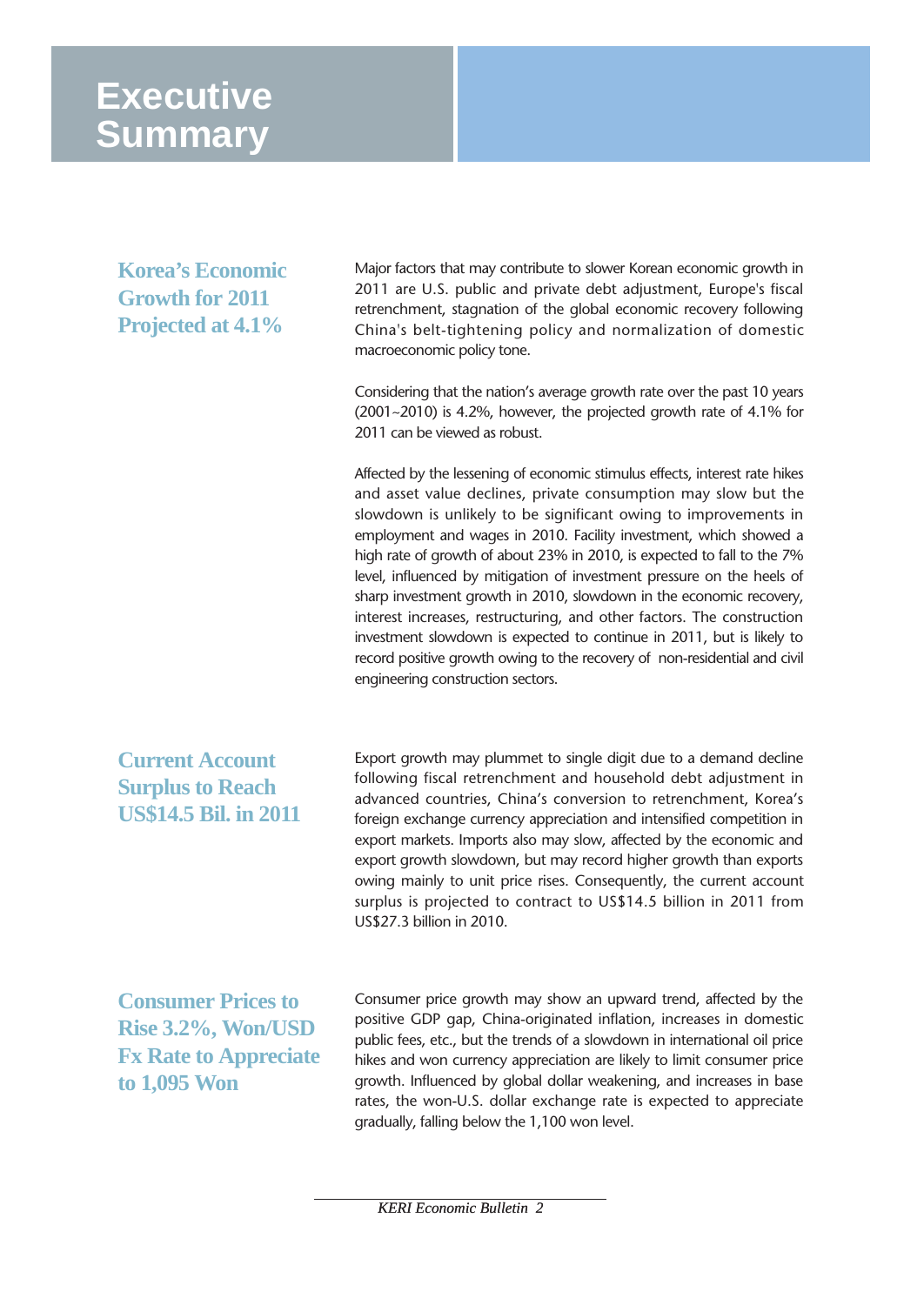# Executive Summary

### Korea's Economic Growth for 2011 Projected at 4.1%

Major factors that may contribute to slower Korean economic growth in 2011 are U.S. public and private debt adjustment, Europe's fiscal retrenchment, stagnation of the global economic recovery following China's belt-tightening policy and normalization of domestic macroeconomic policy tone.

Considering that the nation's average growth rate over the past 10 years (2001~2010) is 4.2%, however, the projected growth rate of 4.1% for 2011 can be viewed as robust.

Affected by the lessening of economic stimulus effects, interest rate hikes and asset value declines, private consumption may slow but the slowdown is unlikely to be significant owing to improvements in employment and wages in 2010. Facility investment, which showed a high rate of growth of about 23% in 2010, is expected to fall to the 7% level, influenced by mitigation of investment pressure on the heels of sharp investment growth in 2010, slowdown in the economic recovery, interest increases, restructuring, and other factors. The construction investment slowdown is expected to continue in 2011, but is likely to record positive growth owing to the recovery of non-residential and civil engineering construction sectors.

### Current Account Surplus to Reach US$14.5 Bil. in 2011

Export growth may plummet to single digit due to a demand decline following fiscal retrenchment and household debt adjustment in advanced countries, China's conversion to retrenchment, Korea's foreign exchange currency appreciation and intensified competition in export markets. Imports also may slow, affected by the economic and export growth slowdown, but may record higher growth than exports owing mainly to unit price rises. Consequently, the current account surplus is projected to contract to US$14.5 billion in 2011 from US$27.3 billion in 2010.

### Consumer Prices to Rise 3.2%, Won/USD Fx Rate to Appreciate to 1,095 Won

Consumer price growth may show an upward trend, affected by the positive GDP gap, China-originated inflation, increases in domestic public fees, etc., but the trends of a slowdown in international oil price hikes and won currency appreciation are likely to limit consumer price growth. Influenced by global dollar weakening, and increases in base rates, the won-U.S. dollar exchange rate is expected to appreciate gradually, falling below the 1,100 won level.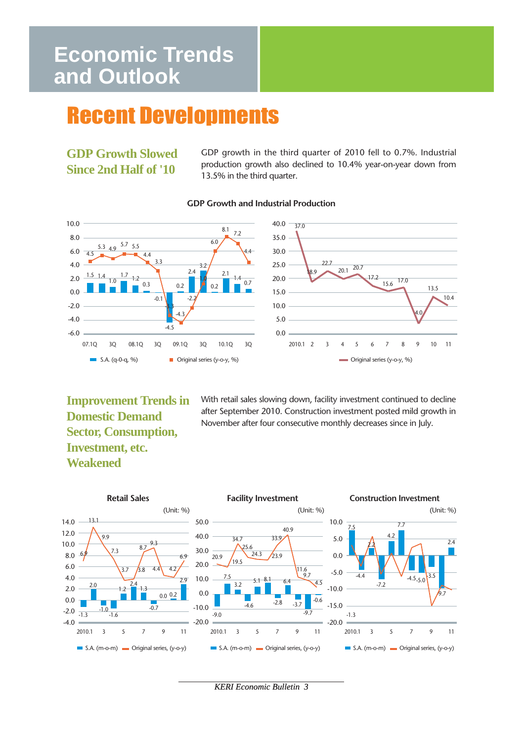# Economic Trends and Outlook

## Recent Developments

### GDP Growth Slowed Since 2nd Half of '10

GDP growth in the third quarter of 2010 fell to 0.7%. Industrial production growth also declined to 10.4% year-on-year down from 13.5% in the third quarter.

**GDP Growth and Industrial Production**

### Improvement Trends in Domestic Demand Sector, Consumption, Investment, etc. Weakened

With retail sales slowing down, facility investment continued to decline after September 2010. Construction investment posted mild growth in November after four consecutive monthly decreases since in July.

**Retail Sales** (Unit: %)

**Facility Investment** (Unit: %)

**Construction Investment** (Unit: %)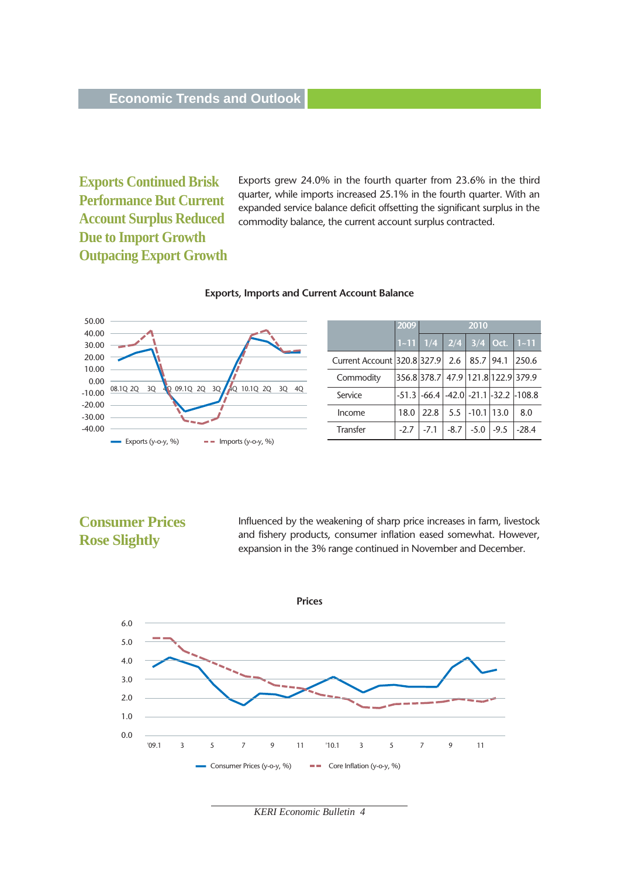## Exports Continued Brisk Performance But Current Account Surplus Reduced Due to Import Growth Outpacing Export Growth

Exports grew 24.0% in the fourth quarter from 23.6% in the third quarter, while imports increased 25.1% in the fourth quarter. With an expanded service balance deficit offsetting the significant surplus in the commodity balance, the current account surplus contracted.

**Exports, Imports and Current Account Balance**

| | 2009 | 2010 | | | | |
|---|---|---|---|---|---|---|
| | 1~11 | 1/4 | 2/4 | 3/4 | Oct. | 1~11 |
| Current Account | 320.8 | 327.9 | 2.6 | 85.7 | 94.1 | 250.6 |
| Commodity | 356.8 | 378.7 | 47.9 | 121.8 | 122.9 | 379.9 |
| Service | -51.3 | -66.4 | -42.0 | -21.1 | -32.2 | -108.8 |
| Income | 18.0 | 22.8 | 5.5 | -10.1 | 13.0 | 8.0 |
| Transfer | -2.7 | -7.1 | -8.7 | -5.0 | -9.5 | -28.4 |

## Consumer Prices Rose Slightly

Influenced by the weakening of sharp price increases in farm, livestock and fishery products, consumer inflation eased somewhat. However, expansion in the 3% range continued in November and December.

**Prices**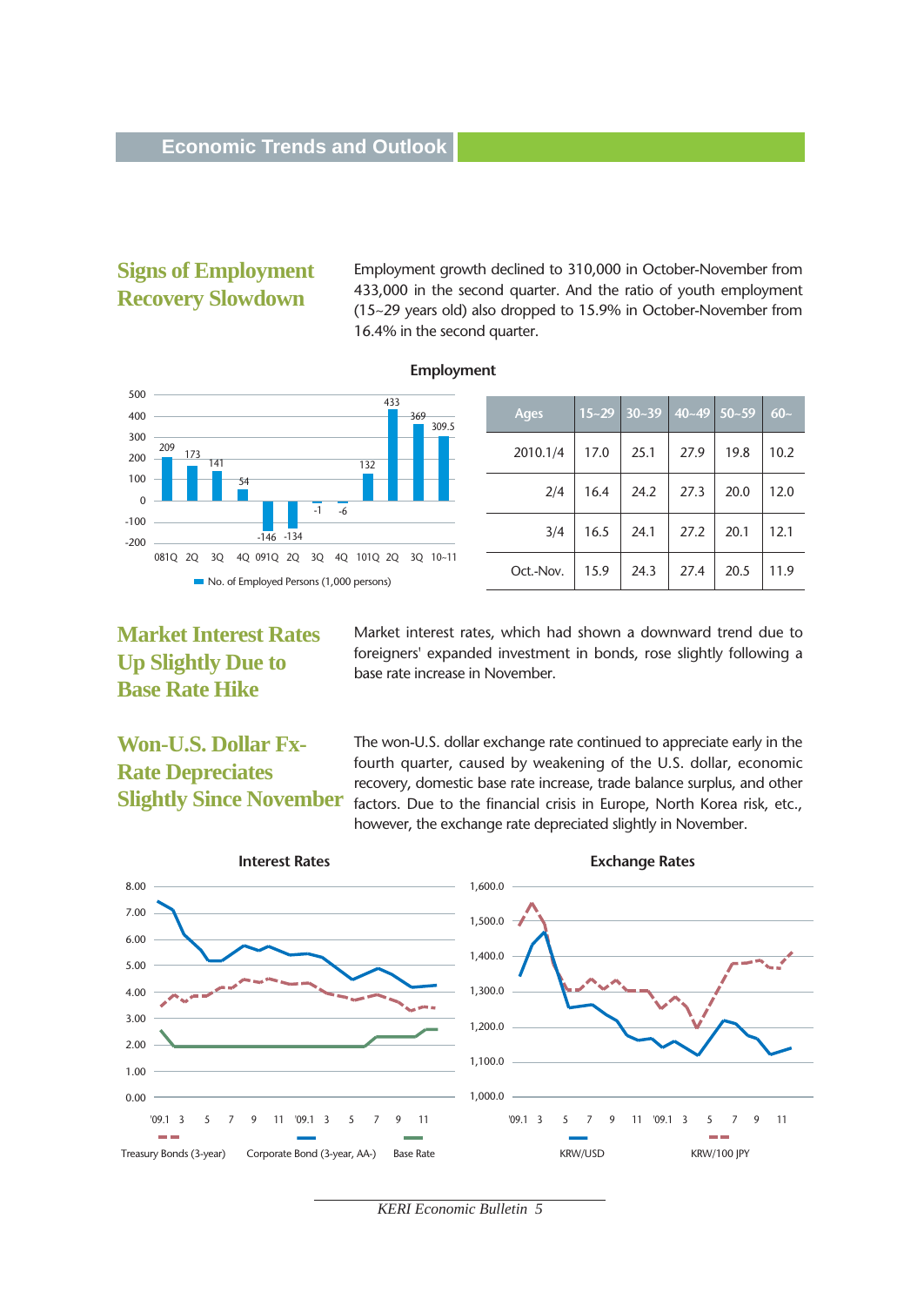## Signs of Employment Recovery Slowdown

Employment growth declined to 310,000 in October-November from 433,000 in the second quarter. And the ratio of youth employment (15~29 years old) also dropped to 15.9% in October-November from 16.4% in the second quarter.

**Employment**

| Ages | 15~29 | 30~39 | 40~49 | 50~59 | 60~ |
|---|---|---|---|---|---|
| 2010.1/4 | 17.0 | 25.1 | 27.9 | 19.8 | 10.2 |
| 2/4 | 16.4 | 24.2 | 27.3 | 20.0 | 12.0 |
| 3/4 | 16.5 | 24.1 | 27.2 | 20.1 | 12.1 |
| Oct.-Nov. | 15.9 | 24.3 | 27.4 | 20.5 | 11.9 |

No. of Employed Persons (1,000 persons)

| 081Q | 2Q | 3Q | 4Q | 091Q | 2Q | 3Q | 4Q | 101Q | 2Q | 3Q | 10~11 |
|---|---|---|---|---|---|---|---|---|---|---|---|
| 209 | 173 | 141 | 54 | -146 | -134 | -1 | -6 | 132 | 433 | 369 | 309.5 |

## Market Interest Rates Up Slightly Due to Base Rate Hike

Market interest rates, which had shown a downward trend due to foreigners' expanded investment in bonds, rose slightly following a base rate increase in November.

## Won-U.S. Dollar Fx-Rate Depreciates Slightly Since November

The won-U.S. dollar exchange rate continued to appreciate early in the fourth quarter, caused by weakening of the U.S. dollar, economic recovery, domestic base rate increase, trade balance surplus, and other factors. Due to the financial crisis in Europe, North Korea risk, etc., however, the exchange rate depreciated slightly in November.

**Interest Rates**

Treasury Bonds (3-year) / Corporate Bond (3-year, AA-) / Base Rate

**Exchange Rates**

KRW/USD / KRW/100 JPY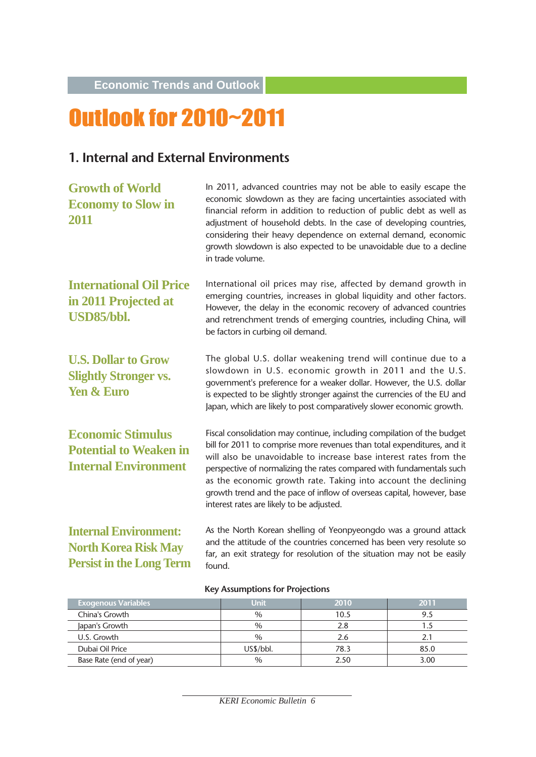Economic Trends and Outlook

# Outlook for 2010~2011

## 1. Internal and External Environments

### Growth of World Economy to Slow in 2011

In 2011, advanced countries may not be able to easily escape the economic slowdown as they are facing uncertainties associated with financial reform in addition to reduction of public debt as well as adjustment of household debts. In the case of developing countries, considering their heavy dependence on external demand, economic growth slowdown is also expected to be unavoidable due to a decline in trade volume.

### International Oil Price in 2011 Projected at USD85/bbl.

International oil prices may rise, affected by demand growth in emerging countries, increases in global liquidity and other factors. However, the delay in the economic recovery of advanced countries and retrenchment trends of emerging countries, including China, will be factors in curbing oil demand.

### U.S. Dollar to Grow Slightly Stronger vs. Yen & Euro

The global U.S. dollar weakening trend will continue due to a slowdown in U.S. economic growth in 2011 and the U.S. government's preference for a weaker dollar. However, the U.S. dollar is expected to be slightly stronger against the currencies of the EU and Japan, which are likely to post comparatively slower economic growth.

### Economic Stimulus Potential to Weaken in Internal Environment

Fiscal consolidation may continue, including compilation of the budget bill for 2011 to comprise more revenues than total expenditures, and it will also be unavoidable to increase base interest rates from the perspective of normalizing the rates compared with fundamentals such as the economic growth rate. Taking into account the declining growth trend and the pace of inflow of overseas capital, however, base interest rates are likely to be adjusted.

### Internal Environment: North Korea Risk May Persist in the Long Term

As the North Korean shelling of Yeonpyeongdo was a ground attack and the attitude of the countries concerned has been very resolute so far, an exit strategy for resolution of the situation may not be easily found.

**Key Assumptions for Projections**

| Exogenous Variables | Unit | 2010 | 2011 |
|---|---|---|---|
| China's Growth | % | 10.5 | 9.5 |
| Japan's Growth | % | 2.8 | 1.5 |
| U.S. Growth | % | 2.6 | 2.1 |
| Dubai Oil Price | US$/bbl. | 78.3 | 85.0 |
| Base Rate (end of year) | % | 2.50 | 3.00 |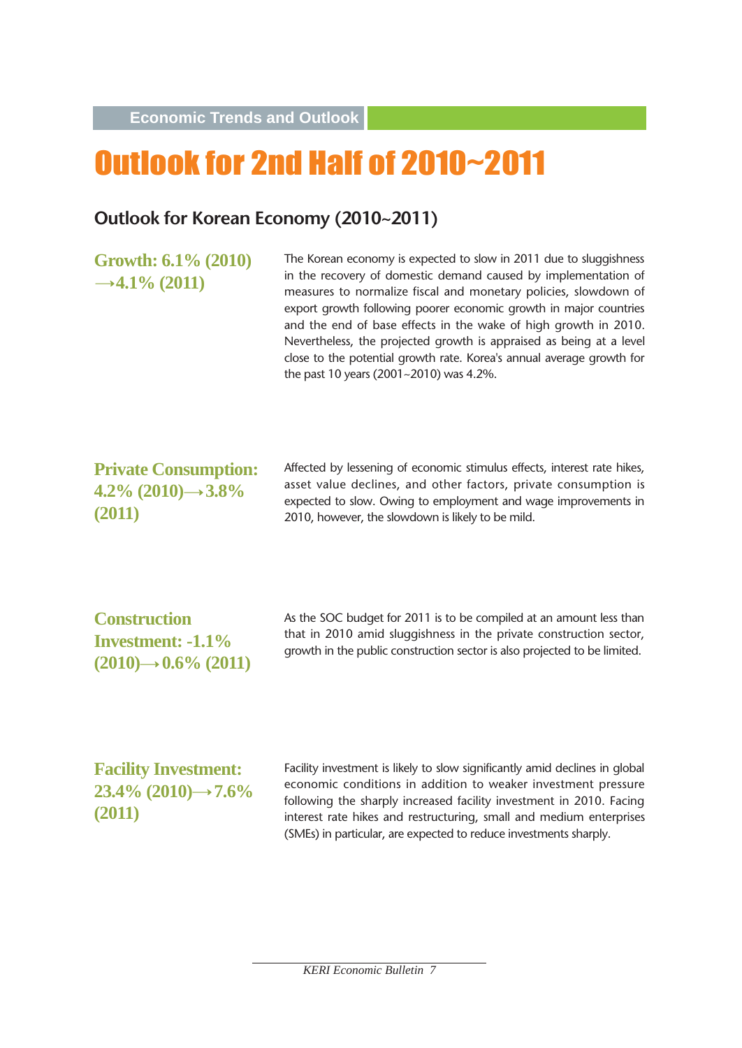Economic Trends and Outlook

# Outlook for 2nd Half of 2010~2011

## Outlook for Korean Economy (2010~2011)

### Growth: 6.1% (2010) →4.1% (2011)

The Korean economy is expected to slow in 2011 due to sluggishness in the recovery of domestic demand caused by implementation of measures to normalize fiscal and monetary policies, slowdown of export growth following poorer economic growth in major countries and the end of base effects in the wake of high growth in 2010. Nevertheless, the projected growth is appraised as being at a level close to the potential growth rate. Korea's annual average growth for the past 10 years (2001~2010) was 4.2%.

### Private Consumption: 4.2% (2010)→3.8% (2011)

Affected by lessening of economic stimulus effects, interest rate hikes, asset value declines, and other factors, private consumption is expected to slow. Owing to employment and wage improvements in 2010, however, the slowdown is likely to be mild.

### Construction Investment: -1.1% (2010)→0.6% (2011)

As the SOC budget for 2011 is to be compiled at an amount less than that in 2010 amid sluggishness in the private construction sector, growth in the public construction sector is also projected to be limited.

### Facility Investment: 23.4% (2010)→7.6% (2011)

Facility investment is likely to slow significantly amid declines in global economic conditions in addition to weaker investment pressure following the sharply increased facility investment in 2010. Facing interest rate hikes and restructuring, small and medium enterprises (SMEs) in particular, are expected to reduce investments sharply.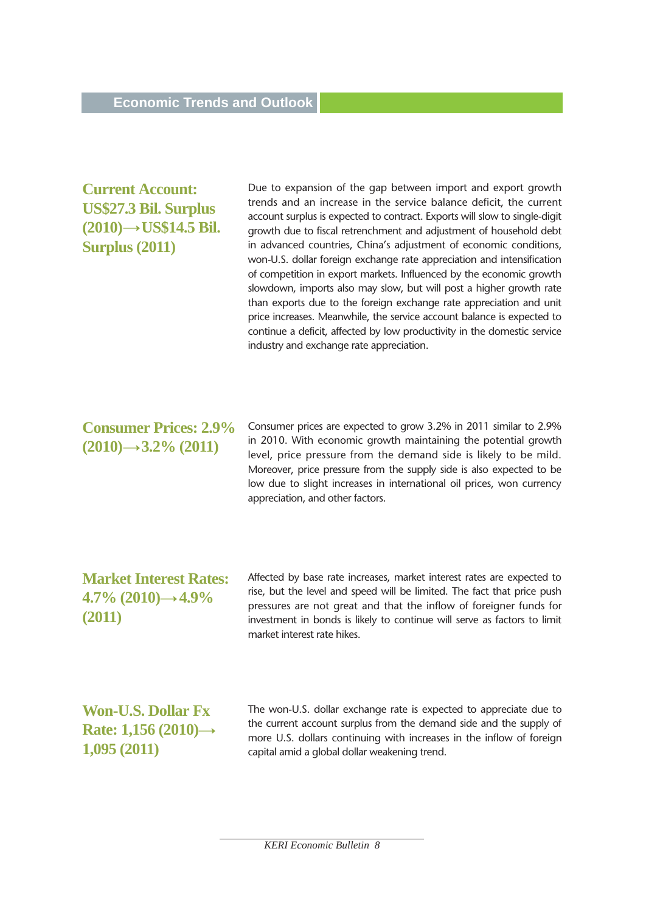## Economic Trends and Outlook

### Current Account: US$27.3 Bil. Surplus (2010)→US$14.5 Bil. Surplus (2011)

Due to expansion of the gap between import and export growth trends and an increase in the service balance deficit, the current account surplus is expected to contract. Exports will slow to single-digit growth due to fiscal retrenchment and adjustment of household debt in advanced countries, China's adjustment of economic conditions, won-U.S. dollar foreign exchange rate appreciation and intensification of competition in export markets. Influenced by the economic growth slowdown, imports also may slow, but will post a higher growth rate than exports due to the foreign exchange rate appreciation and unit price increases. Meanwhile, the service account balance is expected to continue a deficit, affected by low productivity in the domestic service industry and exchange rate appreciation.

### Consumer Prices: 2.9% (2010)→3.2% (2011)

Consumer prices are expected to grow 3.2% in 2011 similar to 2.9% in 2010. With economic growth maintaining the potential growth level, price pressure from the demand side is likely to be mild. Moreover, price pressure from the supply side is also expected to be low due to slight increases in international oil prices, won currency appreciation, and other factors.

### Market Interest Rates: 4.7% (2010)→4.9% (2011)

Affected by base rate increases, market interest rates are expected to rise, but the level and speed will be limited. The fact that price push pressures are not great and that the inflow of foreigner funds for investment in bonds is likely to continue will serve as factors to limit market interest rate hikes.

### Won-U.S. Dollar Fx Rate: 1,156 (2010)→1,095 (2011)

The won-U.S. dollar exchange rate is expected to appreciate due to the current account surplus from the demand side and the supply of more U.S. dollars continuing with increases in the inflow of foreign capital amid a global dollar weakening trend.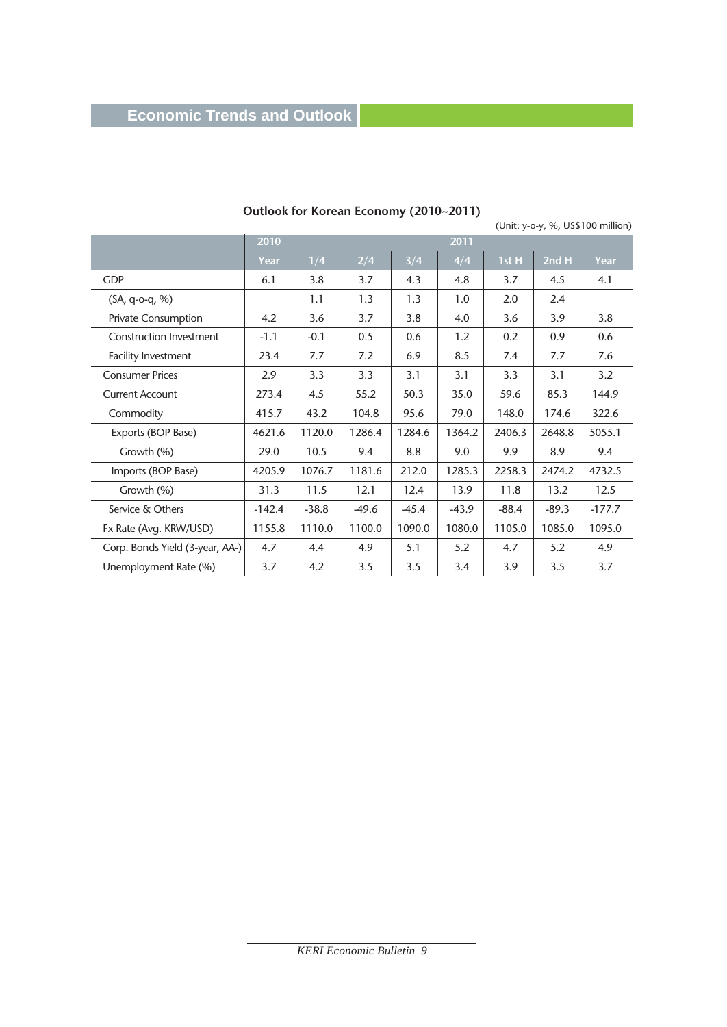## Economic Trends and Outlook

**Outlook for Korean Economy (2010~2011)**

(Unit: y-o-y, %, US$100 million)

| | 2010 | 2011 | | | | | | |
|---|---|---|---|---|---|---|---|---|
| | Year | 1/4 | 2/4 | 3/4 | 4/4 | 1st H | 2nd H | Year |
| GDP | 6.1 | 3.8 | 3.7 | 4.3 | 4.8 | 3.7 | 4.5 | 4.1 |
| (SA, q-o-q, %) | | 1.1 | 1.3 | 1.3 | 1.0 | 2.0 | 2.4 | |
| Private Consumption | 4.2 | 3.6 | 3.7 | 3.8 | 4.0 | 3.6 | 3.9 | 3.8 |
| Construction Investment | -1.1 | -0.1 | 0.5 | 0.6 | 1.2 | 0.2 | 0.9 | 0.6 |
| Facility Investment | 23.4 | 7.7 | 7.2 | 6.9 | 8.5 | 7.4 | 7.7 | 7.6 |
| Consumer Prices | 2.9 | 3.3 | 3.3 | 3.1 | 3.1 | 3.3 | 3.1 | 3.2 |
| Current Account | 273.4 | 4.5 | 55.2 | 50.3 | 35.0 | 59.6 | 85.3 | 144.9 |
| Commodity | 415.7 | 43.2 | 104.8 | 95.6 | 79.0 | 148.0 | 174.6 | 322.6 |
| Exports (BOP Base) | 4621.6 | 1120.0 | 1286.4 | 1284.6 | 1364.2 | 2406.3 | 2648.8 | 5055.1 |
| Growth (%) | 29.0 | 10.5 | 9.4 | 8.8 | 9.0 | 9.9 | 8.9 | 9.4 |
| Imports (BOP Base) | 4205.9 | 1076.7 | 1181.6 | 212.0 | 1285.3 | 2258.3 | 2474.2 | 4732.5 |
| Growth (%) | 31.3 | 11.5 | 12.1 | 12.4 | 13.9 | 11.8 | 13.2 | 12.5 |
| Service & Others | -142.4 | -38.8 | -49.6 | -45.4 | -43.9 | -88.4 | -89.3 | -177.7 |
| Fx Rate (Avg. KRW/USD) | 1155.8 | 1110.0 | 1100.0 | 1090.0 | 1080.0 | 1105.0 | 1085.0 | 1095.0 |
| Corp. Bonds Yield (3-year, AA-) | 4.7 | 4.4 | 4.9 | 5.1 | 5.2 | 4.7 | 5.2 | 4.9 |
| Unemployment Rate (%) | 3.7 | 4.2 | 3.5 | 3.5 | 3.4 | 3.9 | 3.5 | 3.7 |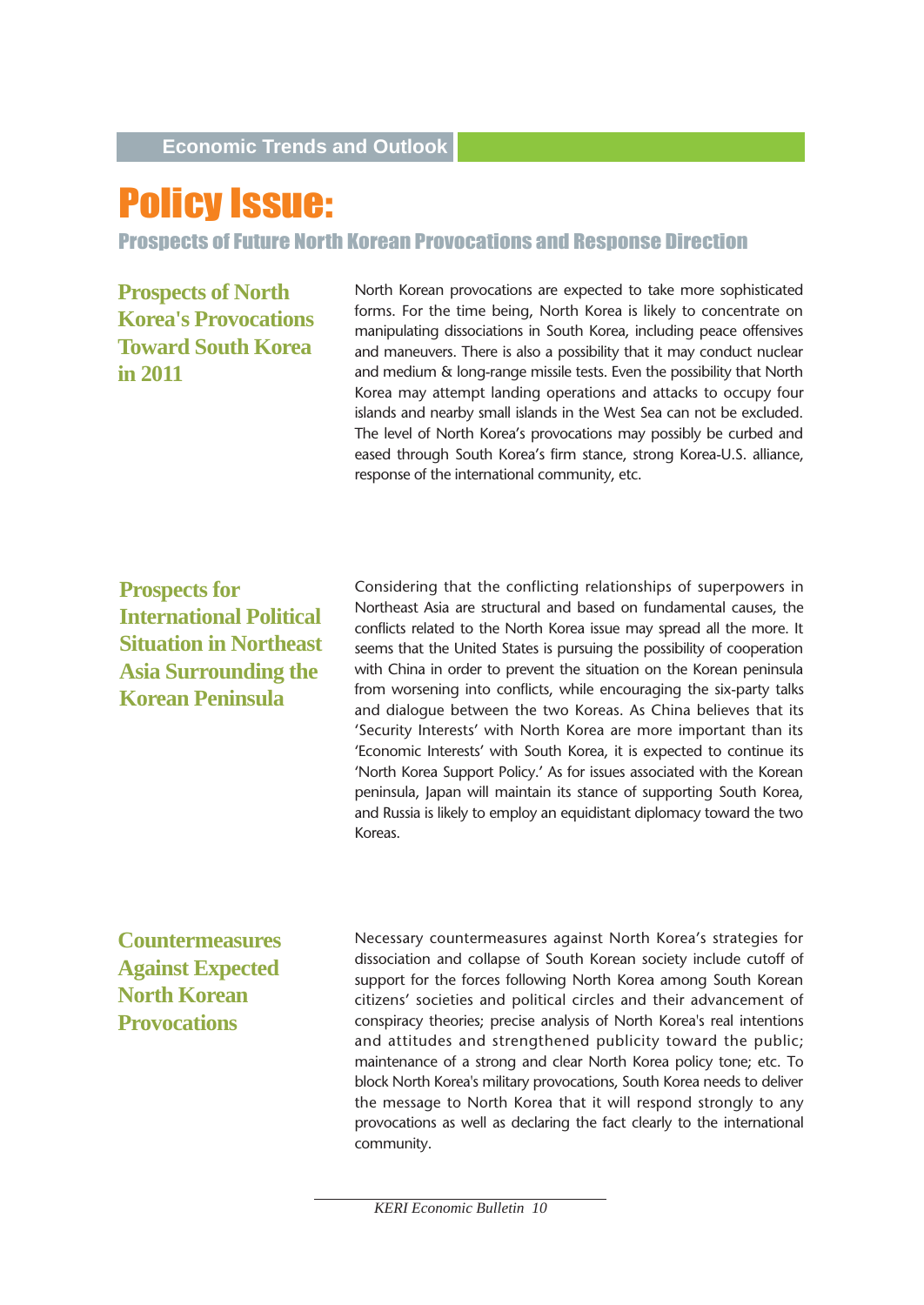# Policy Issue:

## Prospects of Future North Korean Provocations and Response Direction

### Prospects of North Korea's Provocations Toward South Korea in 2011

North Korean provocations are expected to take more sophisticated forms. For the time being, North Korea is likely to concentrate on manipulating dissociations in South Korea, including peace offensives and maneuvers. There is also a possibility that it may conduct nuclear and medium & long-range missile tests. Even the possibility that North Korea may attempt landing operations and attacks to occupy four islands and nearby small islands in the West Sea can not be excluded. The level of North Korea's provocations may possibly be curbed and eased through South Korea's firm stance, strong Korea-U.S. alliance, response of the international community, etc.

### Prospects for International Political Situation in Northeast Asia Surrounding the Korean Peninsula

Considering that the conflicting relationships of superpowers in Northeast Asia are structural and based on fundamental causes, the conflicts related to the North Korea issue may spread all the more. It seems that the United States is pursuing the possibility of cooperation with China in order to prevent the situation on the Korean peninsula from worsening into conflicts, while encouraging the six-party talks and dialogue between the two Koreas. As China believes that its 'Security Interests' with North Korea are more important than its 'Economic Interests' with South Korea, it is expected to continue its 'North Korea Support Policy.' As for issues associated with the Korean peninsula, Japan will maintain its stance of supporting South Korea, and Russia is likely to employ an equidistant diplomacy toward the two Koreas.

### Countermeasures Against Expected North Korean Provocations

Necessary countermeasures against North Korea's strategies for dissociation and collapse of South Korean society include cutoff of support for the forces following North Korea among South Korean citizens' societies and political circles and their advancement of conspiracy theories; precise analysis of North Korea's real intentions and attitudes and strengthened publicity toward the public; maintenance of a strong and clear North Korea policy tone; etc. To block North Korea's military provocations, South Korea needs to deliver the message to North Korea that it will respond strongly to any provocations as well as declaring the fact clearly to the international community.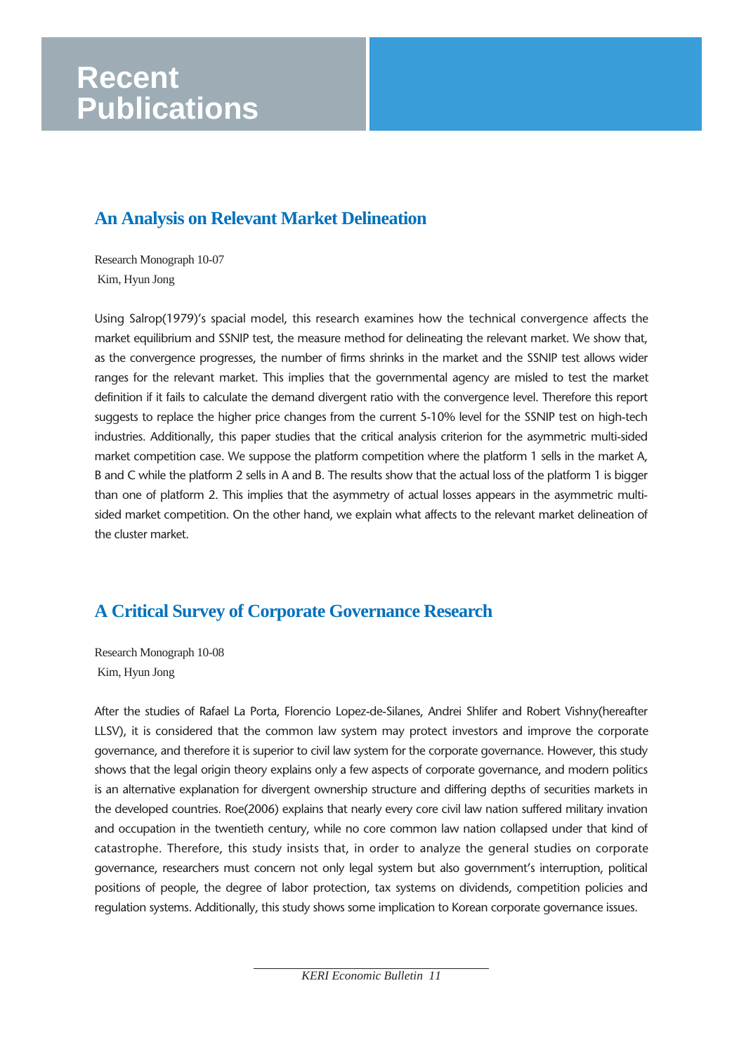# Recent Publications

## An Analysis on Relevant Market Delineation

Research Monograph 10-07
Kim, Hyun Jong

Using Salrop(1979)'s spacial model, this research examines how the technical convergence affects the market equilibrium and SSNIP test, the measure method for delineating the relevant market. We show that, as the convergence progresses, the number of firms shrinks in the market and the SSNIP test allows wider ranges for the relevant market. This implies that the governmental agency are misled to test the market definition if it fails to calculate the demand divergent ratio with the convergence level. Therefore this report suggests to replace the higher price changes from the current 5-10% level for the SSNIP test on high-tech industries. Additionally, this paper studies that the critical analysis criterion for the asymmetric multi-sided market competition case. We suppose the platform competition where the platform 1 sells in the market A, B and C while the platform 2 sells in A and B. The results show that the actual loss of the platform 1 is bigger than one of platform 2. This implies that the asymmetry of actual losses appears in the asymmetric multi-sided market competition. On the other hand, we explain what affects to the relevant market delineation of the cluster market.

## A Critical Survey of Corporate Governance Research

Research Monograph 10-08
Kim, Hyun Jong

After the studies of Rafael La Porta, Florencio Lopez-de-Silanes, Andrei Shlifer and Robert Vishny(hereafter LLSV), it is considered that the common law system may protect investors and improve the corporate governance, and therefore it is superior to civil law system for the corporate governance. However, this study shows that the legal origin theory explains only a few aspects of corporate governance, and modern politics is an alternative explanation for divergent ownership structure and differing depths of securities markets in the developed countries. Roe(2006) explains that nearly every core civil law nation suffered military invation and occupation in the twentieth century, while no core common law nation collapsed under that kind of catastrophe. Therefore, this study insists that, in order to analyze the general studies on corporate governance, researchers must concern not only legal system but also government's interruption, political positions of people, the degree of labor protection, tax systems on dividends, competition policies and regulation systems. Additionally, this study shows some implication to Korean corporate governance issues.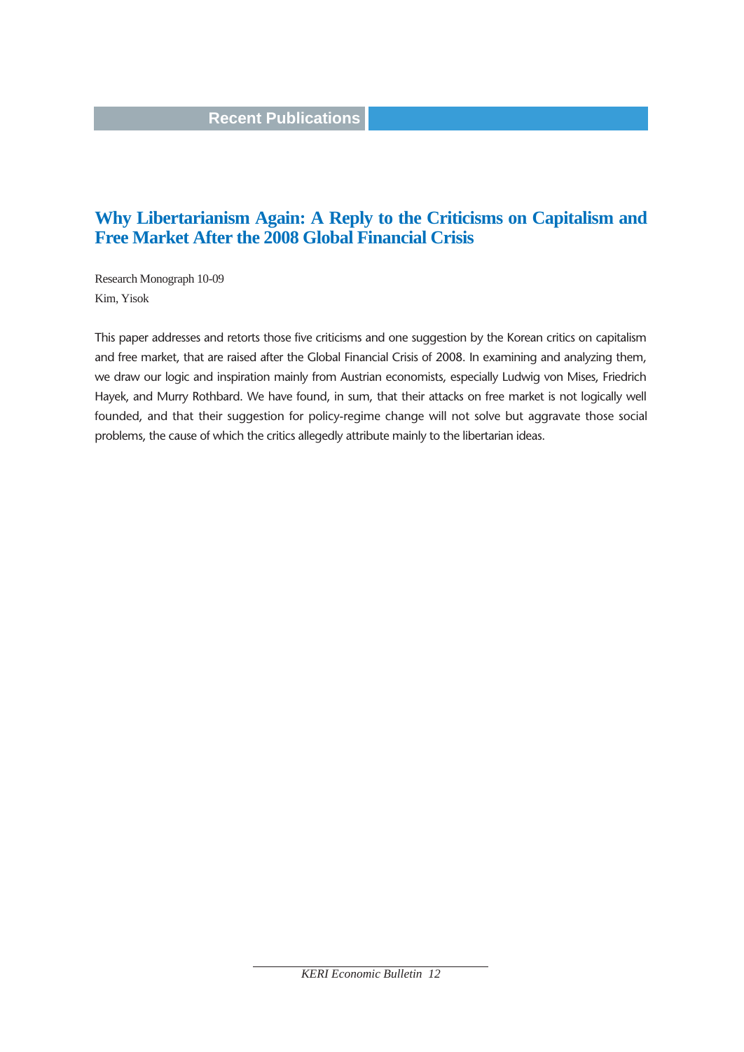## Recent Publications

### Why Libertarianism Again: A Reply to the Criticisms on Capitalism and Free Market After the 2008 Global Financial Crisis

Research Monograph 10-09
Kim, Yisok

This paper addresses and retorts those five criticisms and one suggestion by the Korean critics on capitalism and free market, that are raised after the Global Financial Crisis of 2008. In examining and analyzing them, we draw our logic and inspiration mainly from Austrian economists, especially Ludwig von Mises, Friedrich Hayek, and Murry Rothbard. We have found, in sum, that their attacks on free market is not logically well founded, and that their suggestion for policy-regime change will not solve but aggravate those social problems, the cause of which the critics allegedly attribute mainly to the libertarian ideas.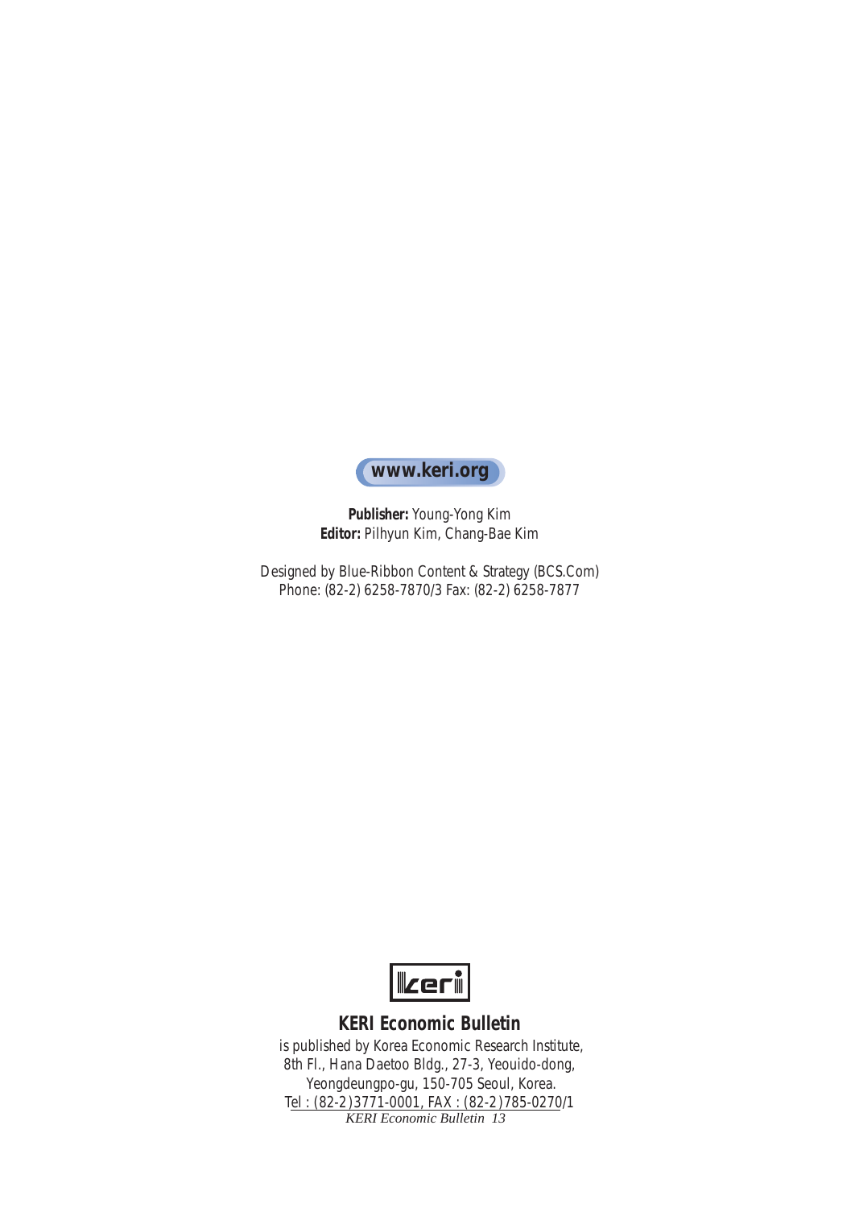www.keri.org

**Publisher:** Young-Yong Kim
**Editor:** Pilhyun Kim, Chang-Bae Kim

Designed by Blue-Ribbon Content & Strategy (BCS.Com)
Phone: (82-2) 6258-7870/3 Fax: (82-2) 6258-7877

**KERI Economic Bulletin**
is published by Korea Economic Research Institute,
8th Fl., Hana Daetoo Bldg., 27-3, Yeouido-dong,
Yeongdeungpo-gu, 150-705 Seoul, Korea.
Tel : (82-2)3771-0001, FAX : (82-2)785-0270/1